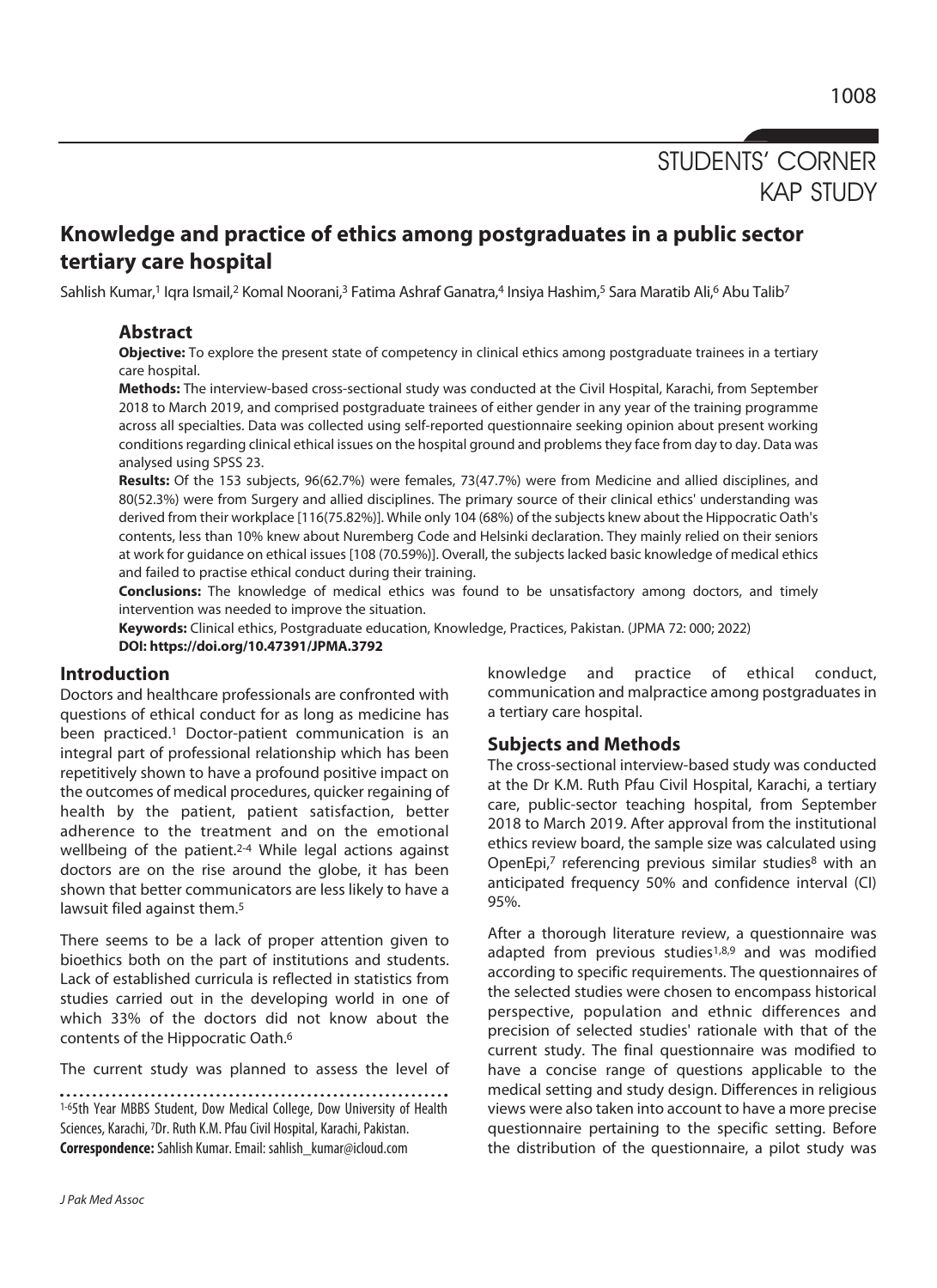STUDENTS' CORNER
KAP STUDY

# Knowledge and practice of ethics among postgraduates in a public sector tertiary care hospital

Sahlish Kumar,[1] Iqra Ismail,[2] Komal Noorani,[3] Fatima Ashraf Ganatra,[4] Insiya Hashim,[5] Sara Maratib Ali,[6] Abu Talib[7]

## Abstract

**Objective:** To explore the present state of competency in clinical ethics among postgraduate trainees in a tertiary care hospital.

**Methods:** The interview-based cross-sectional study was conducted at the Civil Hospital, Karachi, from September 2018 to March 2019, and comprised postgraduate trainees of either gender in any year of the training programme across all specialties. Data was collected using self-reported questionnaire seeking opinion about present working conditions regarding clinical ethical issues on the hospital ground and problems they face from day to day. Data was analysed using SPSS 23.

**Results:** Of the 153 subjects, 96(62.7%) were females, 73(47.7%) were from Medicine and allied disciplines, and 80(52.3%) were from Surgery and allied disciplines. The primary source of their clinical ethics' understanding was derived from their workplace [116(75.82%)]. While only 104 (68%) of the subjects knew about the Hippocratic Oath's contents, less than 10% knew about Nuremberg Code and Helsinki declaration. They mainly relied on their seniors at work for guidance on ethical issues [108 (70.59%)]. Overall, the subjects lacked basic knowledge of medical ethics and failed to practise ethical conduct during their training.

**Conclusions:** The knowledge of medical ethics was found to be unsatisfactory among doctors, and timely intervention was needed to improve the situation.

**Keywords:** Clinical ethics, Postgraduate education, Knowledge, Practices, Pakistan. (JPMA 72: 000; 2022)

**DOI: https://doi.org/10.47391/JPMA.3792**

## Introduction

Doctors and healthcare professionals are confronted with questions of ethical conduct for as long as medicine has been practiced.[1] Doctor-patient communication is an integral part of professional relationship which has been repetitively shown to have a profound positive impact on the outcomes of medical procedures, quicker regaining of health by the patient, patient satisfaction, better adherence to the treatment and on the emotional wellbeing of the patient.[2-4] While legal actions against doctors are on the rise around the globe, it has been shown that better communicators are less likely to have a lawsuit filed against them.[5]

There seems to be a lack of proper attention given to bioethics both on the part of institutions and students. Lack of established curricula is reflected in statistics from studies carried out in the developing world in one of which 33% of the doctors did not know about the contents of the Hippocratic Oath.[6]

The current study was planned to assess the level of knowledge and practice of ethical conduct, communication and malpractice among postgraduates in a tertiary care hospital.

[1-6]5th Year MBBS Student, Dow Medical College, Dow University of Health Sciences, Karachi, [7]Dr. Ruth K.M. Pfau Civil Hospital, Karachi, Pakistan.

**Correspondence:** Sahlish Kumar. Email: sahlish_kumar@icloud.com

## Subjects and Methods

The cross-sectional interview-based study was conducted at the Dr K.M. Ruth Pfau Civil Hospital, Karachi, a tertiary care, public-sector teaching hospital, from September 2018 to March 2019. After approval from the institutional ethics review board, the sample size was calculated using OpenEpi,[7] referencing previous similar studies[8] with an anticipated frequency 50% and confidence interval (CI) 95%.

After a thorough literature review, a questionnaire was adapted from previous studies[1,8,9] and was modified according to specific requirements. The questionnaires of the selected studies were chosen to encompass historical perspective, population and ethnic differences and precision of selected studies' rationale with that of the current study. The final questionnaire was modified to have a concise range of questions applicable to the medical setting and study design. Differences in religious views were also taken into account to have a more precise questionnaire pertaining to the specific setting. Before the distribution of the questionnaire, a pilot study was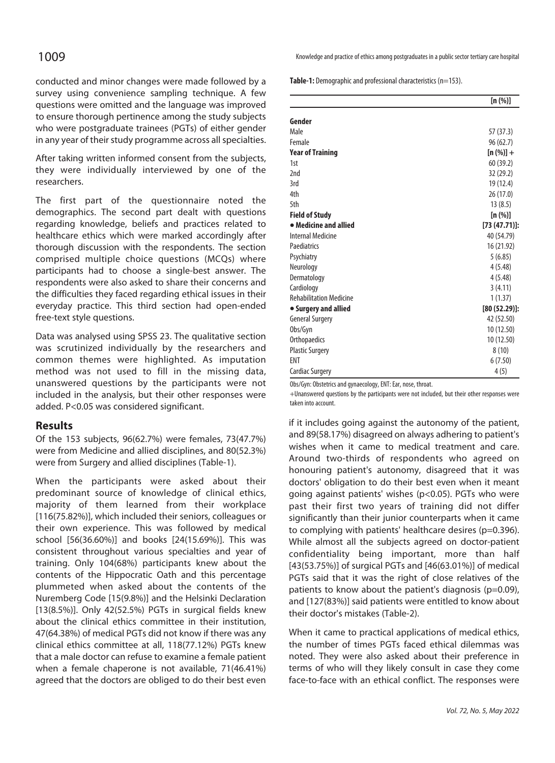conducted and minor changes were made followed by a survey using convenience sampling technique. A few questions were omitted and the language was improved to ensure thorough pertinence among the study subjects who were postgraduate trainees (PGTs) of either gender in any year of their study programme across all specialties.

After taking written informed consent from the subjects, they were individually interviewed by one of the researchers.

The first part of the questionnaire noted the demographics. The second part dealt with questions regarding knowledge, beliefs and practices related to healthcare ethics which were marked accordingly after thorough discussion with the respondents. The section comprised multiple choice questions (MCQs) where participants had to choose a single-best answer. The respondents were also asked to share their concerns and the difficulties they faced regarding ethical issues in their everyday practice. This third section had open-ended free-text style questions.

Data was analysed using SPSS 23. The qualitative section was scrutinized individually by the researchers and common themes were highlighted. As imputation method was not used to fill in the missing data, unanswered questions by the participants were not included in the analysis, but their other responses were added. P<0.05 was considered significant.

**Table-1:** Demographic and professional characteristics (n=153).

| | [n (%)] |
|---|---|
| **Gender** | |
| Male | 57 (37.3) |
| Female | 96 (62.7) |
| **Year of Training** | **[n (%)] +** |
| 1st | 60 (39.2) |
| 2nd | 32 (29.2) |
| 3rd | 19 (12.4) |
| 4th | 26 (17.0) |
| 5th | 13 (8.5) |
| **Field of Study** | **[n (%)]** |
| **• Medicine and allied** | **[73 (47.71)]:** |
| Internal Medicine | 40 (54.79) |
| Paediatrics | 16 (21.92) |
| Psychiatry | 5 (6.85) |
| Neurology | 4 (5.48) |
| Dermatology | 4 (5.48) |
| Cardiology | 3 (4.11) |
| Rehabilitation Medicine | 1 (1.37) |
| **• Surgery and allied** | **[80 (52.29)]:** |
| General Surgery | 42 (52.50) |
| Obs/Gyn | 10 (12.50) |
| Orthopaedics | 10 (12.50) |
| Plastic Surgery | 8 (10) |
| ENT | 6 (7.50) |
| Cardiac Surgery | 4 (5) |

Obs/Gyn: Obstetrics and gynaecology, ENT: Ear, nose, throat.
+Unanswered questions by the participants were not included, but their other responses were taken into account.

## Results

Of the 153 subjects, 96(62.7%) were females, 73(47.7%) were from Medicine and allied disciplines, and 80(52.3%) were from Surgery and allied disciplines (Table-1).

When the participants were asked about their predominant source of knowledge of clinical ethics, majority of them learned from their workplace [116(75.82%)], which included their seniors, colleagues or their own experience. This was followed by medical school [56(36.60%)] and books [24(15.69%)]. This was consistent throughout various specialties and year of training. Only 104(68%) participants knew about the contents of the Hippocratic Oath and this percentage plummeted when asked about the contents of the Nuremberg Code [15(9.8%)] and the Helsinki Declaration [13(8.5%)]. Only 42(52.5%) PGTs in surgical fields knew about the clinical ethics committee in their institution, 47(64.38%) of medical PGTs did not know if there was any clinical ethics committee at all, 118(77.12%) PGTs knew that a male doctor can refuse to examine a female patient when a female chaperone is not available, 71(46.41%) agreed that the doctors are obliged to do their best even if it includes going against the autonomy of the patient, and 89(58.17%) disagreed on always adhering to patient's wishes when it came to medical treatment and care. Around two-thirds of respondents who agreed on honouring patient's autonomy, disagreed that it was doctors' obligation to do their best even when it meant going against patients' wishes (p<0.05). PGTs who were past their first two years of training did not differ significantly than their junior counterparts when it came to complying with patients' healthcare desires (p=0.396). While almost all the subjects agreed on doctor-patient confidentiality being important, more than half [43(53.75%)] of surgical PGTs and [46(63.01%)] of medical PGTs said that it was the right of close relatives of the patients to know about the patient's diagnosis (p=0.09), and [127(83%)] said patients were entitled to know about their doctor's mistakes (Table-2).

When it came to practical applications of medical ethics, the number of times PGTs faced ethical dilemmas was noted. They were also asked about their preference in terms of who will they likely consult in case they come face-to-face with an ethical conflict. The responses were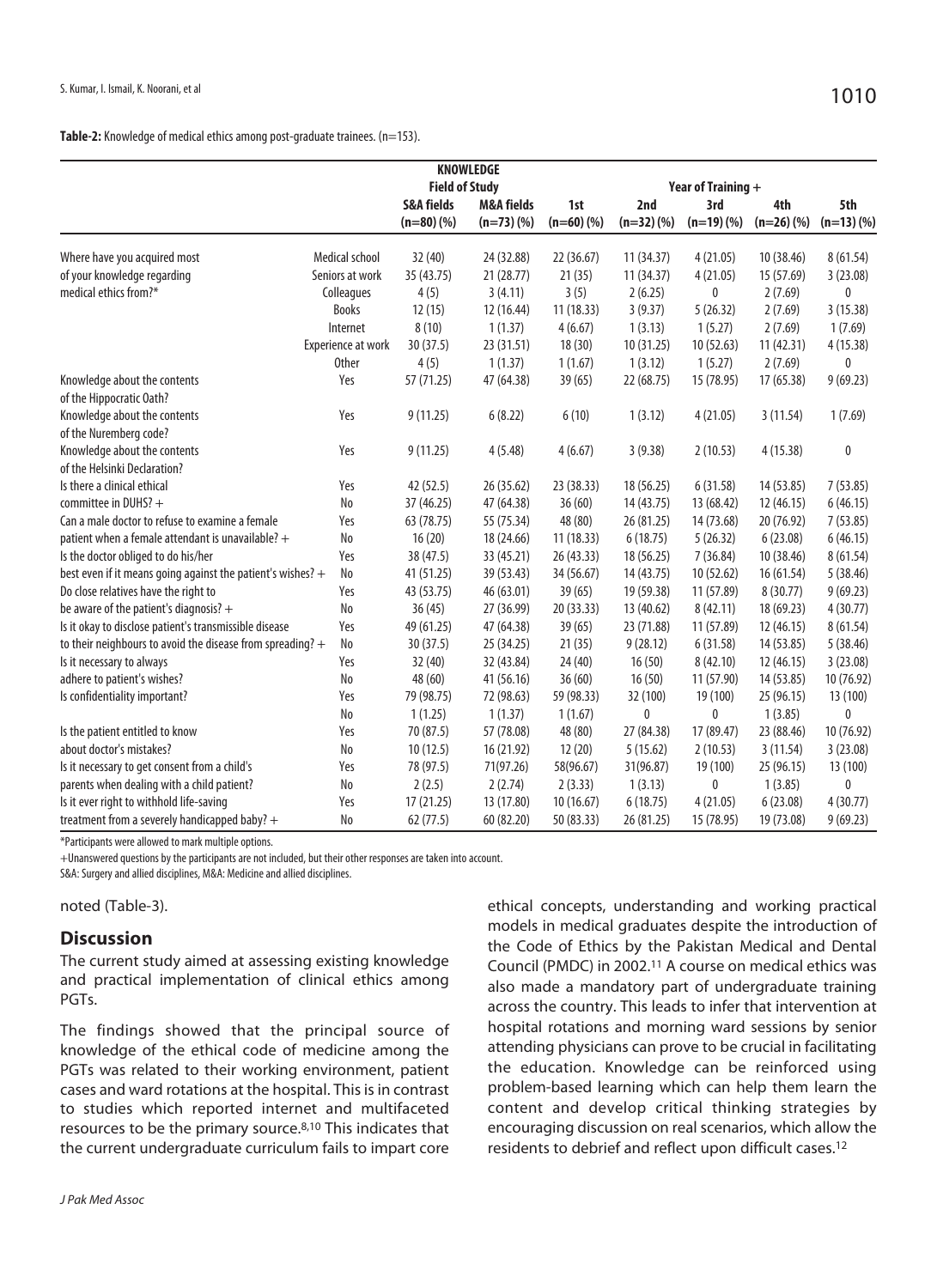**Table-2:** Knowledge of medical ethics among post-graduate trainees. (n=153).

| | | KNOWLEDGE | | | | | | |
|---|---|---|---|---|---|---|---|---|
| | | Field of Study | | Year of Training + | | | | |
| | | S&A fields (n=80) (%) | M&A fields (n=73) (%) | 1st (n=60) (%) | 2nd (n=32) (%) | 3rd (n=19) (%) | 4th (n=26) (%) | 5th (n=13) (%) |
| Where have you acquired most of your knowledge regarding medical ethics from?* | Medical school | 32 (40) | 24 (32.88) | 22 (36.67) | 11 (34.37) | 4 (21.05) | 10 (38.46) | 8 (61.54) |
| | Seniors at work | 35 (43.75) | 21 (28.77) | 21 (35) | 11 (34.37) | 4 (21.05) | 15 (57.69) | 3 (23.08) |
| | Colleagues | 4 (5) | 3 (4.11) | 3 (5) | 2 (6.25) | 0 | 2 (7.69) | 0 |
| | Books | 12 (15) | 12 (16.44) | 11 (18.33) | 3 (9.37) | 5 (26.32) | 2 (7.69) | 3 (15.38) |
| | Internet | 8 (10) | 1 (1.37) | 4 (6.67) | 1 (3.13) | 1 (5.27) | 2 (7.69) | 1 (7.69) |
| | Experience at work | 30 (37.5) | 23 (31.51) | 18 (30) | 10 (31.25) | 10 (52.63) | 11 (42.31) | 4 (15.38) |
| | Other | 4 (5) | 1 (1.37) | 1 (1.67) | 1 (3.12) | 1 (5.27) | 2 (7.69) | 0 |
| Knowledge about the contents of the Hippocratic Oath? | Yes | 57 (71.25) | 47 (64.38) | 39 (65) | 22 (68.75) | 15 (78.95) | 17 (65.38) | 9 (69.23) |
| Knowledge about the contents of the Nuremberg code? | Yes | 9 (11.25) | 6 (8.22) | 6 (10) | 1 (3.12) | 4 (21.05) | 3 (11.54) | 1 (7.69) |
| Knowledge about the contents of the Helsinki Declaration? | Yes | 9 (11.25) | 4 (5.48) | 4 (6.67) | 3 (9.38) | 2 (10.53) | 4 (15.38) | 0 |
| Is there a clinical ethical committee in DUHS? + | Yes | 42 (52.5) | 26 (35.62) | 23 (38.33) | 18 (56.25) | 6 (31.58) | 14 (53.85) | 7 (53.85) |
| | No | 37 (46.25) | 47 (64.38) | 36 (60) | 14 (43.75) | 13 (68.42) | 12 (46.15) | 6 (46.15) |
| Can a male doctor to refuse to examine a female patient when a female attendant is unavailable? + | Yes | 63 (78.75) | 55 (75.34) | 48 (80) | 26 (81.25) | 14 (73.68) | 20 (76.92) | 7 (53.85) |
| | No | 16 (20) | 18 (24.66) | 11 (18.33) | 6 (18.75) | 5 (26.32) | 6 (23.08) | 6 (46.15) |
| Is the doctor obliged to do his/her best even if it means going against the patient's wishes? + | Yes | 38 (47.5) | 33 (45.21) | 26 (43.33) | 18 (56.25) | 7 (36.84) | 10 (38.46) | 8 (61.54) |
| | No | 41 (51.25) | 39 (53.43) | 34 (56.67) | 14 (43.75) | 10 (52.62) | 16 (61.54) | 5 (38.46) |
| Do close relatives have the right to be aware of the patient's diagnosis? + | Yes | 43 (53.75) | 46 (63.01) | 39 (65) | 19 (59.38) | 11 (57.89) | 8 (30.77) | 9 (69.23) |
| | No | 36 (45) | 27 (36.99) | 20 (33.33) | 13 (40.62) | 8 (42.11) | 18 (69.23) | 4 (30.77) |
| Is it okay to disclose patient's transmissible disease to their neighbours to avoid the disease from spreading? + | Yes | 49 (61.25) | 47 (64.38) | 39 (65) | 23 (71.88) | 11 (57.89) | 12 (46.15) | 8 (61.54) |
| | No | 30 (37.5) | 25 (34.25) | 21 (35) | 9 (28.12) | 6 (31.58) | 14 (53.85) | 5 (38.46) |
| Is it necessary to always adhere to patient's wishes? | Yes | 32 (40) | 32 (43.84) | 24 (40) | 16 (50) | 8 (42.10) | 12 (46.15) | 3 (23.08) |
| | No | 48 (60) | 41 (56.16) | 36 (60) | 16 (50) | 11 (57.90) | 14 (53.85) | 10 (76.92) |
| Is confidentiality important? | Yes | 79 (98.75) | 72 (98.63) | 59 (98.33) | 32 (100) | 19 (100) | 25 (96.15) | 13 (100) |
| | No | 1 (1.25) | 1 (1.37) | 1 (1.67) | 0 | 0 | 1 (3.85) | 0 |
| Is the patient entitled to know about doctor's mistakes? | Yes | 70 (87.5) | 57 (78.08) | 48 (80) | 27 (84.38) | 17 (89.47) | 23 (88.46) | 10 (76.92) |
| | No | 10 (12.5) | 16 (21.92) | 12 (20) | 5 (15.62) | 2 (10.53) | 3 (11.54) | 3 (23.08) |
| Is it necessary to get consent from a child's parents when dealing with a child patient? | Yes | 78 (97.5) | 71(97.26) | 58(96.67) | 31(96.87) | 19 (100) | 25 (96.15) | 13 (100) |
| | No | 2 (2.5) | 2 (2.74) | 2 (3.33) | 1 (3.13) | 0 | 1 (3.85) | 0 |
| Is it ever right to withhold life-saving treatment from a severely handicapped baby? + | Yes | 17 (21.25) | 13 (17.80) | 10 (16.67) | 6 (18.75) | 4 (21.05) | 6 (23.08) | 4 (30.77) |
| | No | 62 (77.5) | 60 (82.20) | 50 (83.33) | 26 (81.25) | 15 (78.95) | 19 (73.08) | 9 (69.23) |

\*Participants were allowed to mark multiple options.

+Unanswered questions by the participants are not included, but their other responses are taken into account.

S&A: Surgery and allied disciplines, M&A: Medicine and allied disciplines.

noted (Table-3).

## Discussion

The current study aimed at assessing existing knowledge and practical implementation of clinical ethics among PGTs.

The findings showed that the principal source of knowledge of the ethical code of medicine among the PGTs was related to their working environment, patient cases and ward rotations at the hospital. This is in contrast to studies which reported internet and multifaceted resources to be the primary source.[8,10] This indicates that the current undergraduate curriculum fails to impart core ethical concepts, understanding and working practical models in medical graduates despite the introduction of the Code of Ethics by the Pakistan Medical and Dental Council (PMDC) in 2002.[11] A course on medical ethics was also made a mandatory part of undergraduate training across the country. This leads to infer that intervention at hospital rotations and morning ward sessions by senior attending physicians can prove to be crucial in facilitating the education. Knowledge can be reinforced using problem-based learning which can help them learn the content and develop critical thinking strategies by encouraging discussion on real scenarios, which allow the residents to debrief and reflect upon difficult cases.[12]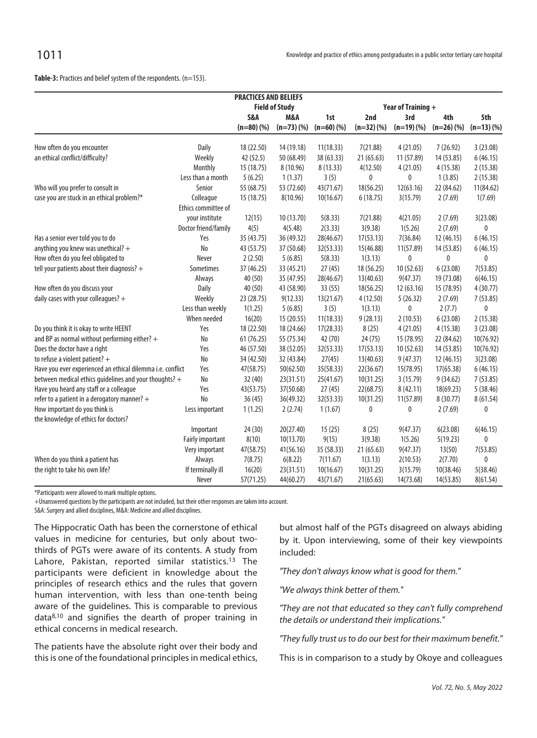**Table-3:** Practices and belief system of the respondents. (n=153).

| | | PRACTICES AND BELIEFS | | | | | | |
|---|---|---|---|---|---|---|---|---|
| | | Field of Study | | Year of Training + | | | | |
| | | S&A (n=80) (%) | M&A (n=73) (%) | 1st (n=60) (%) | 2nd (n=32) (%) | 3rd (n=19) (%) | 4th (n=26) (%) | 5th (n=13) (%) |
| How often do you encounter an ethical conflict/difficulty? | Daily | 18 (22.50) | 14 (19.18) | 11(18.33) | 7(21.88) | 4 (21.05) | 7 (26.92) | 3 (23.08) |
| | Weekly | 42 (52.5) | 50 (68.49) | 38 (63.33) | 21 (65.63) | 11 (57.89) | 14 (53.85) | 6 (46.15) |
| | Monthly | 15 (18.75) | 8 (10.96) | 8 (13.33) | 4(12.50) | 4 (21.05) | 4 (15.38) | 2 (15.38) |
| | Less than a month | 5 (6.25) | 1 (1.37) | 3 (5) | 0 | 0 | 1 (3.85) | 2 (15.38) |
| Who will you prefer to consult in case you are stuck in an ethical problem?* | Senior | 55 (68.75) | 53 (72.60) | 43(71.67) | 18(56.25) | 12(63.16) | 22 (84.62) | 11(84.62) |
| | Colleague | 15 (18.75) | 8(10.96) | 10(16.67) | 6 (18.75) | 3(15.79) | 2 (7.69) | 1(7.69) |
| | Ethics committee of your institute | 12(15) | 10 (13.70) | 5(8.33) | 7(21.88) | 4(21.05) | 2 (7.69) | 3(23.08) |
| | Doctor friend/family | 4(5) | 4(5.48) | 2(3.33) | 3(9.38) | 1(5.26) | 2 (7.69) | 0 |
| Has a senior ever told you to do anything you knew was unethical? + | Yes | 35 (43.75) | 36 (49.32) | 28(46.67) | 17(53.13) | 7(36.84) | 12 (46.15) | 6 (46.15) |
| | No | 43 (53.75) | 37 (50.68) | 32(53.33) | 15(46.88) | 11(57.89) | 14 (53.85) | 6 (46.15) |
| How often do you feel obligated to tell your patients about their diagnosis? + | Never | 2 (2.50) | 5 (6.85) | 5(8.33) | 1(3.13) | 0 | 0 | 0 |
| | Sometimes | 37 (46.25) | 33 (45.21) | 27 (45) | 18 (56.25) | 10 (52.63) | 6 (23.08) | 7(53.85) |
| | Always | 40 (50) | 35 (47.95) | 28(46.67) | 13(40.63) | 9(47.37) | 19 (73.08) | 6(46.15) |
| How often do you discuss your daily cases with your colleagues? + | Daily | 40 (50) | 43 (58.90) | 33 (55) | 18(56.25) | 12 (63.16) | 15 (78.95) | 4 (30.77) |
| | Weekly | 23 (28.75) | 9(12.33) | 13(21.67) | 4 (12.50) | 5 (26.32) | 2 (7.69) | 7 (53.85) |
| | Less than weekly | 1(1.25) | 5 (6.85) | 3 (5) | 1(3.13) | 0 | 2 (7.7) | 0 |
| | When needed | 16(20) | 15 (20.55) | 11(18.33) | 9 (28.13) | 2 (10.53) | 6 (23.08) | 2 (15.38) |
| Do you think it is okay to write HEENT and BP as normal without performing either? + | Yes | 18 (22.50) | 18 (24.66) | 17(28.33) | 8 (25) | 4 (21.05) | 4 (15.38) | 3 (23.08) |
| | No | 61 (76.25) | 55 (75.34) | 42 (70) | 24 (75) | 15 (78.95) | 22 (84.62) | 10(76.92) |
| Does the doctor have a right to refuse a violent patient? + | Yes | 46 (57.50) | 38 (52.05) | 32(53.33) | 17(53.13) | 10 (52.63) | 14 (53.85) | 10(76.92) |
| | No | 34 (42.50) | 32 (43.84) | 27(45) | 13(40.63) | 9 (47.37) | 12 (46.15) | 3(23.08) |
| Have you ever experienced an ethical dilemma i.e. conflict between medical ethics guidelines and your thoughts? + | Yes | 47(58.75) | 50(62.50) | 35(58.33) | 22(36.67) | 15(78.95) | 17(65.38) | 6 (46.15) |
| | No | 32 (40) | 23(31.51) | 25(41.67) | 10(31.25) | 3 (15.79) | 9 (34.62) | 7 (53.85) |
| Have you heard any staff or a colleague refer to a patient in a derogatory manner? + | Yes | 43(53.75) | 37(50.68) | 27 (45) | 22(68.75) | 8 (42.11) | 18(69.23) | 5 (38.46) |
| | No | 36 (45) | 36(49.32) | 32(53.33) | 10(31.25) | 11(57.89) | 8 (30.77) | 8 (61.54) |
| How important do you think is the knowledge of ethics for doctors? | Less important | 1 (1.25) | 2 (2.74) | 1 (1.67) | 0 | 0 | 2 (7.69) | 0 |
| | Important | 24 (30) | 20(27.40) | 15 (25) | 8 (25) | 9(47.37) | 6(23.08) | 6(46.15) |
| | Fairly important | 8(10) | 10(13.70) | 9(15) | 3(9.38) | 1(5.26) | 5(19.23) | 0 |
| | Very important | 47(58.75) | 41(56.16) | 35 (58.33) | 21 (65.63) | 9(47.37) | 13(50) | 7(53.85) |
| When do you think a patient has the right to take his own life? | Always | 7(8.75) | 6(8.22) | 7(11.67) | 1(3.13) | 2(10.53) | 2(7.70) | 0 |
| | If terminally ill | 16(20) | 23(31.51) | 10(16.67) | 10(31.25) | 3(15.79) | 10(38.46) | 5(38.46) |
| | Never | 57(71.25) | 44(60.27) | 43(71.67) | 21(65.63) | 14(73.68) | 14(53.85) | 8(61.54) |

*Participants were allowed to mark multiple options.
+Unanswered questions by the participants are not included, but their other responses are taken into account.
S&A: Surgery and allied disciplines, M&A: Medicine and allied disciplines.

The Hippocratic Oath has been the cornerstone of ethical values in medicine for centuries, but only about two-thirds of PGTs were aware of its contents. A study from Lahore, Pakistan, reported similar statistics.[13] The participants were deficient in knowledge about the principles of research ethics and the rules that govern human intervention, with less than one-tenth being aware of the guidelines. This is comparable to previous data[8,10] and signifies the dearth of proper training in ethical concerns in medical research.

The patients have the absolute right over their body and this is one of the foundational principles in medical ethics, but almost half of the PGTs disagreed on always abiding by it. Upon interviewing, some of their key viewpoints included:

*"They don't always know what is good for them."*

*"We always think better of them."*

*"They are not that educated so they can't fully comprehend the details or understand their implications."*

*"They fully trust us to do our best for their maximum benefit."*

This is in comparison to a study by Okoye and colleagues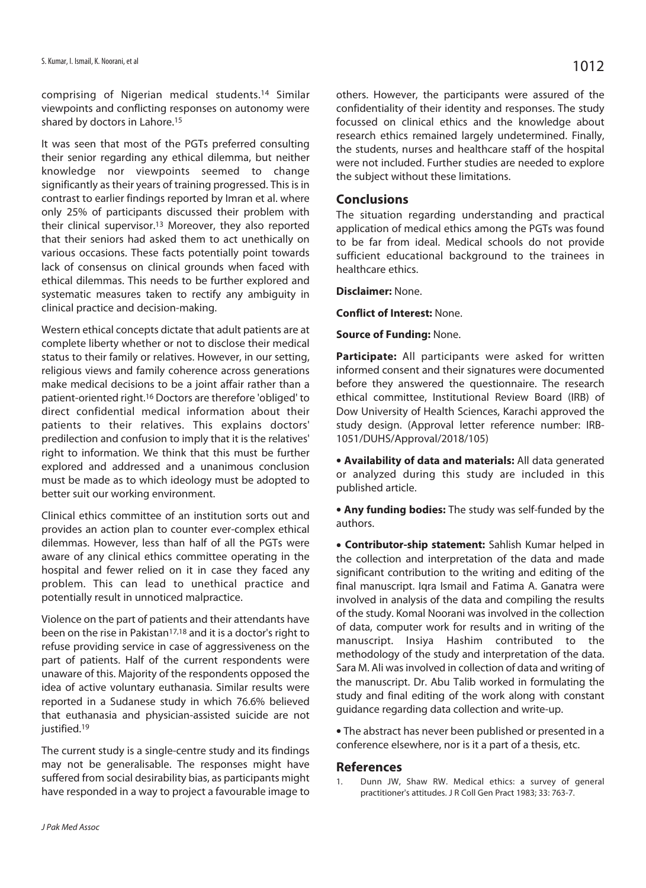comprising of Nigerian medical students.[14] Similar viewpoints and conflicting responses on autonomy were shared by doctors in Lahore.[15]

It was seen that most of the PGTs preferred consulting their senior regarding any ethical dilemma, but neither knowledge nor viewpoints seemed to change significantly as their years of training progressed. This is in contrast to earlier findings reported by Imran et al. where only 25% of participants discussed their problem with their clinical supervisor.[13] Moreover, they also reported that their seniors had asked them to act unethically on various occasions. These facts potentially point towards lack of consensus on clinical grounds when faced with ethical dilemmas. This needs to be further explored and systematic measures taken to rectify any ambiguity in clinical practice and decision-making.

Western ethical concepts dictate that adult patients are at complete liberty whether or not to disclose their medical status to their family or relatives. However, in our setting, religious views and family coherence across generations make medical decisions to be a joint affair rather than a patient-oriented right.[16] Doctors are therefore 'obliged' to direct confidential medical information about their patients to their relatives. This explains doctors' predilection and confusion to imply that it is the relatives' right to information. We think that this must be further explored and addressed and a unanimous conclusion must be made as to which ideology must be adopted to better suit our working environment.

Clinical ethics committee of an institution sorts out and provides an action plan to counter ever-complex ethical dilemmas. However, less than half of all the PGTs were aware of any clinical ethics committee operating in the hospital and fewer relied on it in case they faced any problem. This can lead to unethical practice and potentially result in unnoticed malpractice.

Violence on the part of patients and their attendants have been on the rise in Pakistan[17,18] and it is a doctor's right to refuse providing service in case of aggressiveness on the part of patients. Half of the current respondents were unaware of this. Majority of the respondents opposed the idea of active voluntary euthanasia. Similar results were reported in a Sudanese study in which 76.6% believed that euthanasia and physician-assisted suicide are not justified.[19]

The current study is a single-centre study and its findings may not be generalisable. The responses might have suffered from social desirability bias, as participants might have responded in a way to project a favourable image to others. However, the participants were assured of the confidentiality of their identity and responses. The study focussed on clinical ethics and the knowledge about research ethics remained largely undetermined. Finally, the students, nurses and healthcare staff of the hospital were not included. Further studies are needed to explore the subject without these limitations.

## Conclusions

The situation regarding understanding and practical application of medical ethics among the PGTs was found to be far from ideal. Medical schools do not provide sufficient educational background to the trainees in healthcare ethics.

**Disclaimer:** None.

**Conflict of Interest:** None.

**Source of Funding:** None.

**Participate:** All participants were asked for written informed consent and their signatures were documented before they answered the questionnaire. The research ethical committee, Institutional Review Board (IRB) of Dow University of Health Sciences, Karachi approved the study design. (Approval letter reference number: IRB-1051/DUHS/Approval/2018/105)

- **Availability of data and materials:** All data generated or analyzed during this study are included in this published article.
- **Any funding bodies:** The study was self-funded by the authors.
- **Contributor-ship statement:** Sahlish Kumar helped in the collection and interpretation of the data and made significant contribution to the writing and editing of the final manuscript. Iqra Ismail and Fatima A. Ganatra were involved in analysis of the data and compiling the results of the study. Komal Noorani was involved in the collection of data, computer work for results and in writing of the manuscript. Insiya Hashim contributed to the methodology of the study and interpretation of the data. Sara M. Ali was involved in collection of data and writing of the manuscript. Dr. Abu Talib worked in formulating the study and final editing of the work along with constant guidance regarding data collection and write-up.
- The abstract has never been published or presented in a conference elsewhere, nor is it a part of a thesis, etc.

## References

1. Dunn JW, Shaw RW. Medical ethics: a survey of general practitioner's attitudes. J R Coll Gen Pract 1983; 33: 763-7.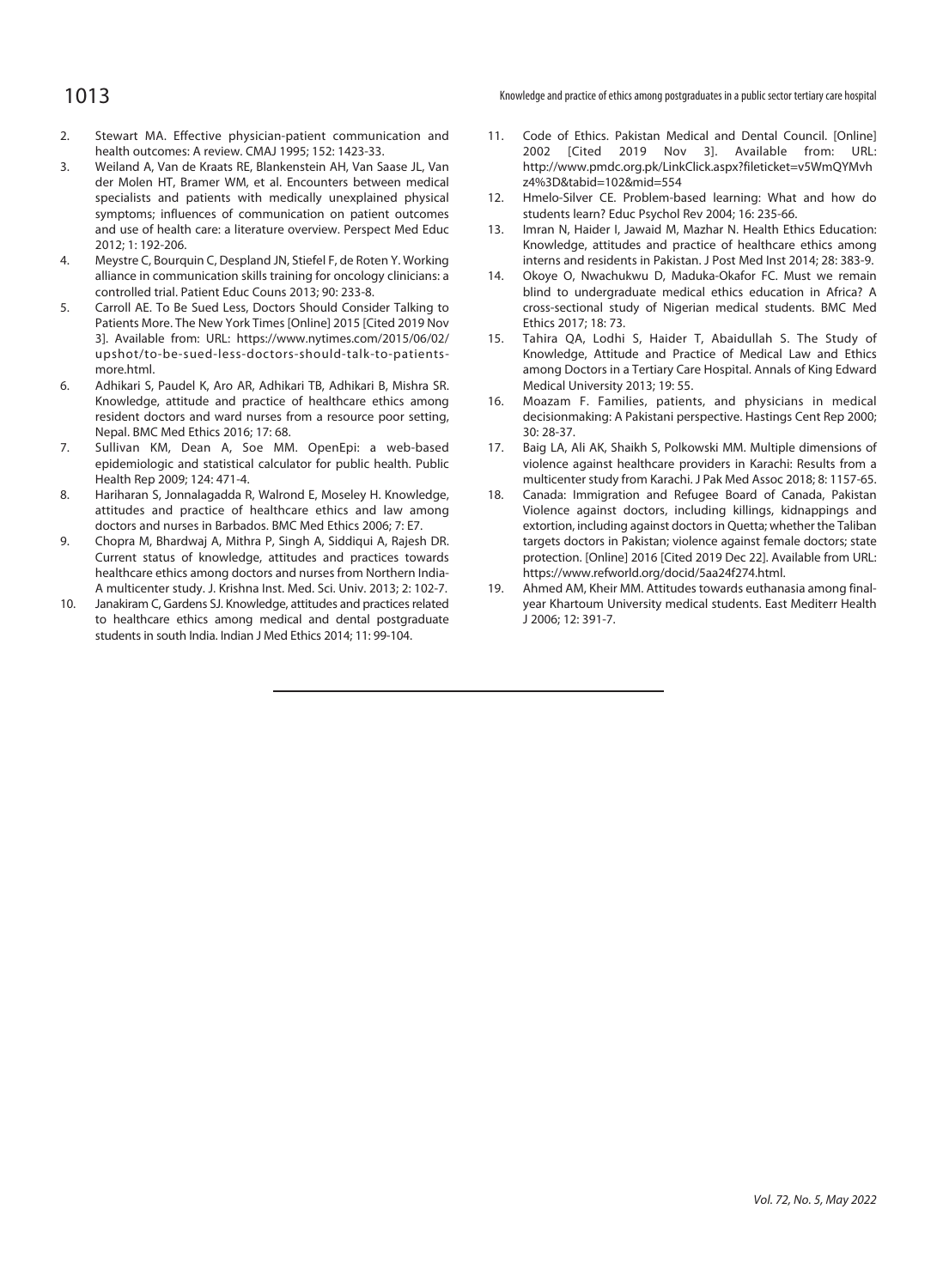2. Stewart MA. Effective physician-patient communication and health outcomes: A review. CMAJ 1995; 152: 1423-33.
3. Weiland A, Van de Kraats RE, Blankenstein AH, Van Saase JL, Van der Molen HT, Bramer WM, et al. Encounters between medical specialists and patients with medically unexplained physical symptoms; influences of communication on patient outcomes and use of health care: a literature overview. Perspect Med Educ 2012; 1: 192-206.
4. Meystre C, Bourquin C, Despland JN, Stiefel F, de Roten Y. Working alliance in communication skills training for oncology clinicians: a controlled trial. Patient Educ Couns 2013; 90: 233-8.
5. Carroll AE. To Be Sued Less, Doctors Should Consider Talking to Patients More. The New York Times [Online] 2015 [Cited 2019 Nov 3]. Available from: URL: https://www.nytimes.com/2015/06/02/upshot/to-be-sued-less-doctors-should-talk-to-patients-more.html.
6. Adhikari S, Paudel K, Aro AR, Adhikari TB, Adhikari B, Mishra SR. Knowledge, attitude and practice of healthcare ethics among resident doctors and ward nurses from a resource poor setting, Nepal. BMC Med Ethics 2016; 17: 68.
7. Sullivan KM, Dean A, Soe MM. OpenEpi: a web-based epidemiologic and statistical calculator for public health. Public Health Rep 2009; 124: 471-4.
8. Hariharan S, Jonnalagadda R, Walrond E, Moseley H. Knowledge, attitudes and practice of healthcare ethics and law among doctors and nurses in Barbados. BMC Med Ethics 2006; 7: E7.
9. Chopra M, Bhardwaj A, Mithra P, Singh A, Siddiqui A, Rajesh DR. Current status of knowledge, attitudes and practices towards healthcare ethics among doctors and nurses from Northern India- A multicenter study. J. Krishna Inst. Med. Sci. Univ. 2013; 2: 102-7.
10. Janakiram C, Gardens SJ. Knowledge, attitudes and practices related to healthcare ethics among medical and dental postgraduate students in south India. Indian J Med Ethics 2014; 11: 99-104.
11. Code of Ethics. Pakistan Medical and Dental Council. [Online] 2002 [Cited 2019 Nov 3]. Available from: URL: http://www.pmdc.org.pk/LinkClick.aspx?fileticket=v5WmQYMvhz4%3D&tabid=102&mid=554
12. Hmelo-Silver CE. Problem-based learning: What and how do students learn? Educ Psychol Rev 2004; 16: 235-66.
13. Imran N, Haider I, Jawaid M, Mazhar N. Health Ethics Education: Knowledge, attitudes and practice of healthcare ethics among interns and residents in Pakistan. J Post Med Inst 2014; 28: 383-9.
14. Okoye O, Nwachukwu D, Maduka-Okafor FC. Must we remain blind to undergraduate medical ethics education in Africa? A cross-sectional study of Nigerian medical students. BMC Med Ethics 2017; 18: 73.
15. Tahira QA, Lodhi S, Haider T, Abaidullah S. The Study of Knowledge, Attitude and Practice of Medical Law and Ethics among Doctors in a Tertiary Care Hospital. Annals of King Edward Medical University 2013; 19: 55.
16. Moazam F. Families, patients, and physicians in medical decisionmaking: A Pakistani perspective. Hastings Cent Rep 2000; 30: 28-37.
17. Baig LA, Ali AK, Shaikh S, Polkowski MM. Multiple dimensions of violence against healthcare providers in Karachi: Results from a multicenter study from Karachi. J Pak Med Assoc 2018; 8: 1157-65.
18. Canada: Immigration and Refugee Board of Canada, Pakistan Violence against doctors, including killings, kidnappings and extortion, including against doctors in Quetta; whether the Taliban targets doctors in Pakistan; violence against female doctors; state protection. [Online] 2016 [Cited 2019 Dec 22]. Available from URL: https://www.refworld.org/docid/5aa24f274.html.
19. Ahmed AM, Kheir MM. Attitudes towards euthanasia among final-year Khartoum University medical students. East Mediterr Health J 2006; 12: 391-7.